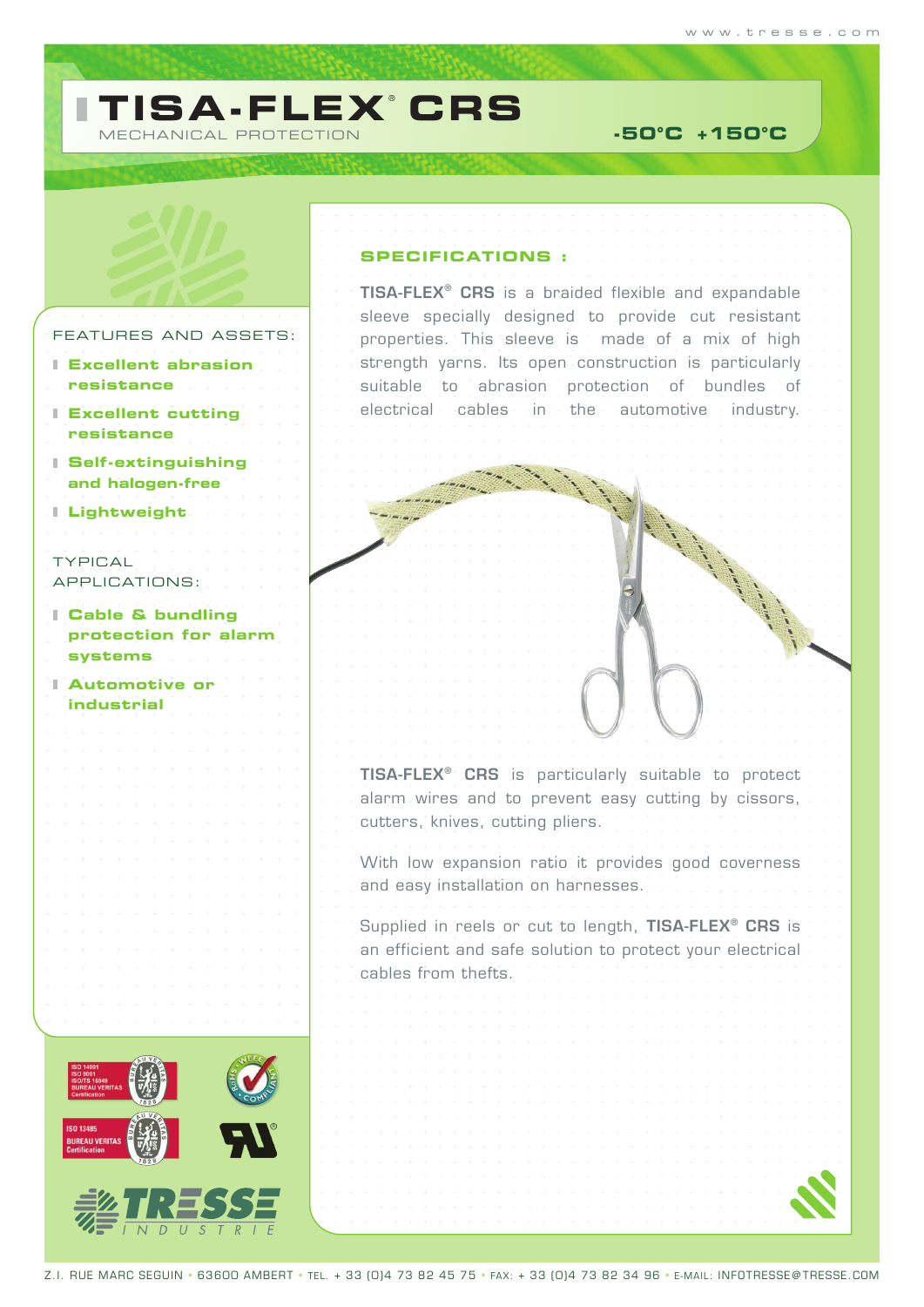# TISA-FLEX® CRS

MECHANICAL PROTECTION

**-50°C +150°C**

## FEATURES AND ASSETS:

- **Excellent abrasion resistance**
- **Excellent cutting resistance**
- **Self-extinguishing and halogen-free**
- **Lightweight**

## TYPICAL APPLICATIONS:

- **Cable & bundling protection for alarm systems**
- **Automotive or industrial**

## SPECIFICATIONS :

**TISA-FLEX® CRS** is a braided flexible and expandable sleeve specially designed to provide cut resistant properties. This sleeve is made of a mix of high strength yarns. Its open construction is particularly suitable to abrasion protection of bundles of electrical cables in the automotive industry.

**TISA-FLEX® CRS** is particularly suitable to protect alarm wires and to prevent easy cutting by cissors, cutters, knives, cutting pliers.

With low expansion ratio it provides good coverness and easy installation on harnesses.

Supplied in reels or cut to length, **TISA-FLEX® CRS** is an efficient and safe solution to protect your electrical cables from thefts.

Z.I. RUE MARC SEGUIN • 63600 AMBERT • TEL. + 33 (0)4 73 82 45 75 • FAX: + 33 (0)4 73 82 34 96 • E-MAIL: INFOTRESSE@TRESSE.COM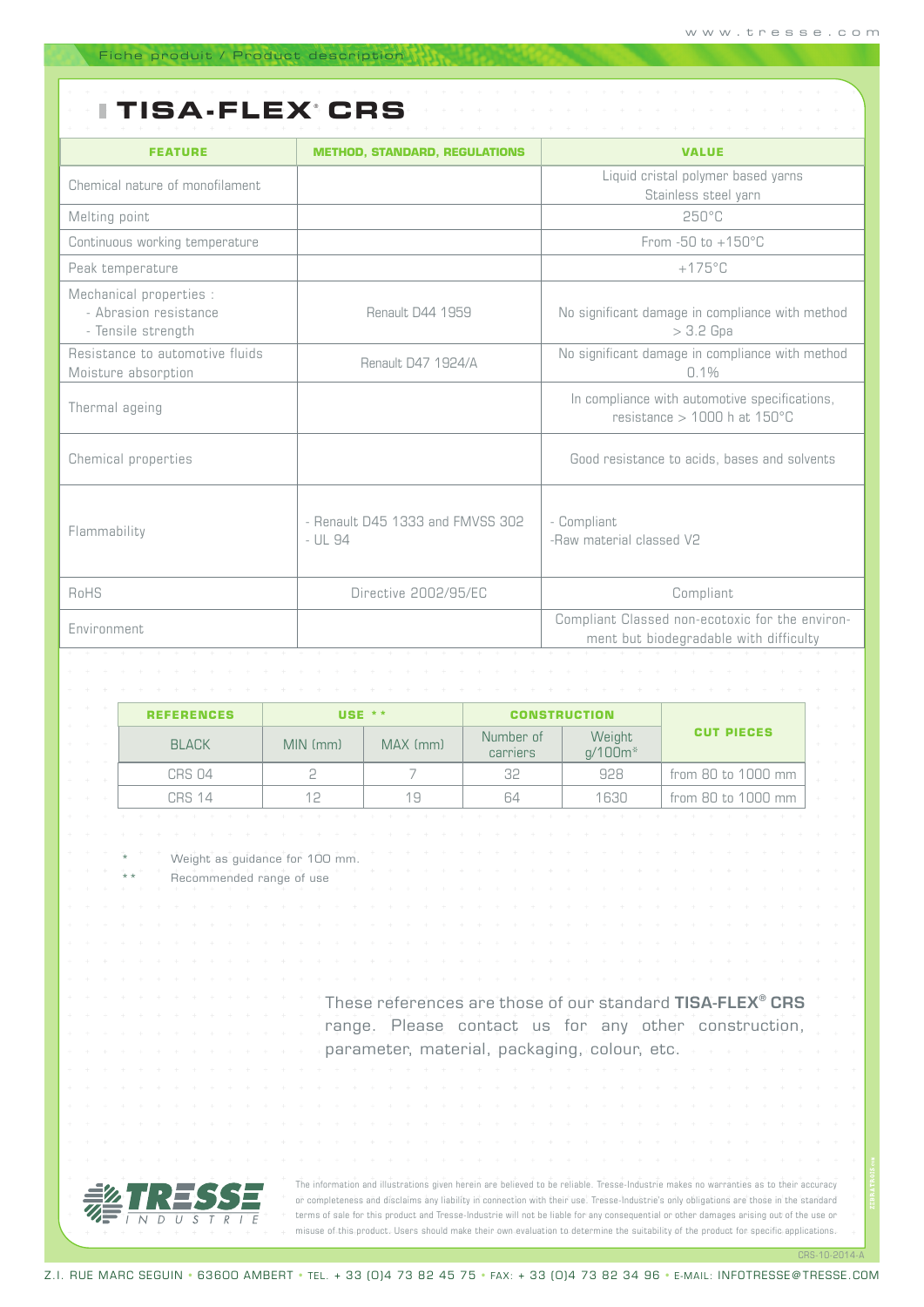# TISA-FLEX® CRS

| FEATURE | METHOD, STANDARD, REGULATIONS | VALUE |
|---|---|---|
| Chemical nature of monofilament | | Liquid cristal polymer based yarns<br>Stainless steel yarn |
| Melting point | | 250°C |
| Continuous working temperature | | From -50 to +150°C |
| Peak temperature | | +175°C |
| Mechanical properties :<br>- Abrasion resistance<br>- Tensile strength | Renault D44 1959 | No significant damage in compliance with method<br>> 3.2 Gpa |
| Resistance to automotive fluids<br>Moisture absorption | Renault D47 1924/A | No significant damage in compliance with method<br>0.1% |
| Thermal ageing | | In compliance with automotive specifications, resistance > 1000 h at 150°C |
| Chemical properties | | Good resistance to acids, bases and solvents |
| Flammability | - Renault D45 1333 and FMVSS 302<br>- UL 94 | - Compliant<br>-Raw material classed V2 |
| RoHS | Directive 2002/95/EC | Compliant |
| Environment | | Compliant Classed non-ecotoxic for the environment but biodegradable with difficulty |

| REFERENCES | USE ** | | CONSTRUCTION | | CUT PIECES |
|---|---|---|---|---|---|
| BLACK | MIN (mm) | MAX (mm) | Number of carriers | Weight g/100m* | |
| CRS 04 | 2 | 7 | 32 | 928 | from 80 to 1000 mm |
| CRS 14 | 12 | 19 | 64 | 1630 | from 80 to 1000 mm |

\* Weight as guidance for 100 mm.

\** Recommended range of use

These references are those of our standard **TISA-FLEX® CRS** range. Please contact us for any other construction, parameter, material, packaging, colour, etc.

TRESSE INDUSTRIE

The information and illustrations given herein are believed to be reliable. Tresse-Industrie makes no warranties as to their accuracy or completeness and disclaims any liability in connection with their use. Tresse-Industrie's only obligations are those in the standard terms of sale for this product and Tresse-Industrie will not be liable for any consequential or other damages arising out of the use or misuse of this product. Users should make their own evaluation to determine the suitability of the product for specific applications.

CRS-10-2014-A

Z.I. RUE MARC SEGUIN • 63600 AMBERT • TEL. + 33 (0)4 73 82 45 75 • FAX: + 33 (0)4 73 82 34 96 • E-MAIL: INFOTRESSE@TRESSE.COM